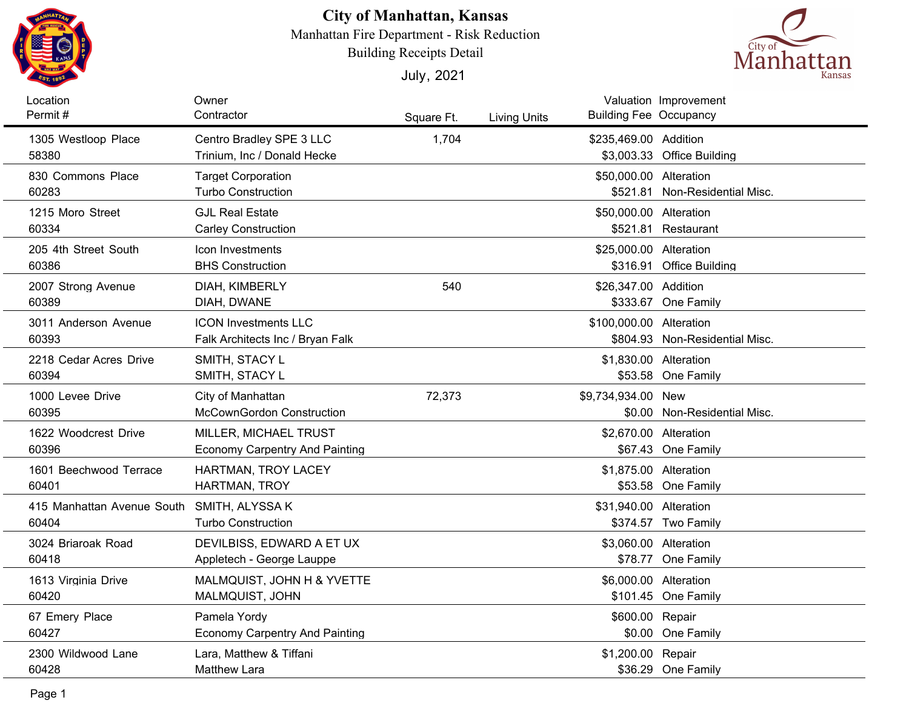# City of Manhattan, Kansas

Manhattan Fire Department - Risk Reduction

Building Receipts Detail

July, 2021

| Location / Permit # | Owner / Contractor | Square Ft. | Living Units | Valuation / Building Fee | Improvement / Occupancy |
|---|---|---|---|---|---|
| 1305 Westloop Place<br>58380 | Centro Bradley SPE 3 LLC<br>Trinium, Inc / Donald Hecke | 1,704 | | $235,469.00<br>$3,003.33 | Addition<br>Office Building |
| 830 Commons Place<br>60283 | Target Corporation<br>Turbo Construction | | | $50,000.00<br>$521.81 | Alteration<br>Non-Residential Misc. |
| 1215 Moro Street<br>60334 | GJL Real Estate<br>Carley Construction | | | $50,000.00<br>$521.81 | Alteration<br>Restaurant |
| 205 4th Street South<br>60386 | Icon Investments<br>BHS Construction | | | $25,000.00<br>$316.91 | Alteration<br>Office Building |
| 2007 Strong Avenue<br>60389 | DIAH, KIMBERLY<br>DIAH, DWANE | 540 | | $26,347.00<br>$333.67 | Addition<br>One Family |
| 3011 Anderson Avenue<br>60393 | ICON Investments LLC<br>Falk Architects Inc / Bryan Falk | | | $100,000.00<br>$804.93 | Alteration<br>Non-Residential Misc. |
| 2218 Cedar Acres Drive<br>60394 | SMITH, STACY L<br>SMITH, STACY L | | | $1,830.00<br>$53.58 | Alteration<br>One Family |
| 1000 Levee Drive<br>60395 | City of Manhattan<br>McCownGordon Construction | 72,373 | | $9,734,934.00<br>$0.00 | New<br>Non-Residential Misc. |
| 1622 Woodcrest Drive<br>60396 | MILLER, MICHAEL TRUST<br>Economy Carpentry And Painting | | | $2,670.00<br>$67.43 | Alteration<br>One Family |
| 1601 Beechwood Terrace<br>60401 | HARTMAN, TROY LACEY<br>HARTMAN, TROY | | | $1,875.00<br>$53.58 | Alteration<br>One Family |
| 415 Manhattan Avenue South<br>60404 | SMITH, ALYSSA K<br>Turbo Construction | | | $31,940.00<br>$374.57 | Alteration<br>Two Family |
| 3024 Briaroak Road<br>60418 | DEVILBISS, EDWARD A ET UX<br>Appletech - George Lauppe | | | $3,060.00<br>$78.77 | Alteration<br>One Family |
| 1613 Virginia Drive<br>60420 | MALMQUIST, JOHN H & YVETTE<br>MALMQUIST, JOHN | | | $6,000.00<br>$101.45 | Alteration<br>One Family |
| 67 Emery Place<br>60427 | Pamela Yordy<br>Economy Carpentry And Painting | | | $600.00<br>$0.00 | Repair<br>One Family |
| 2300 Wildwood Lane<br>60428 | Lara, Matthew & Tiffani<br>Matthew Lara | | | $1,200.00<br>$36.29 | Repair<br>One Family |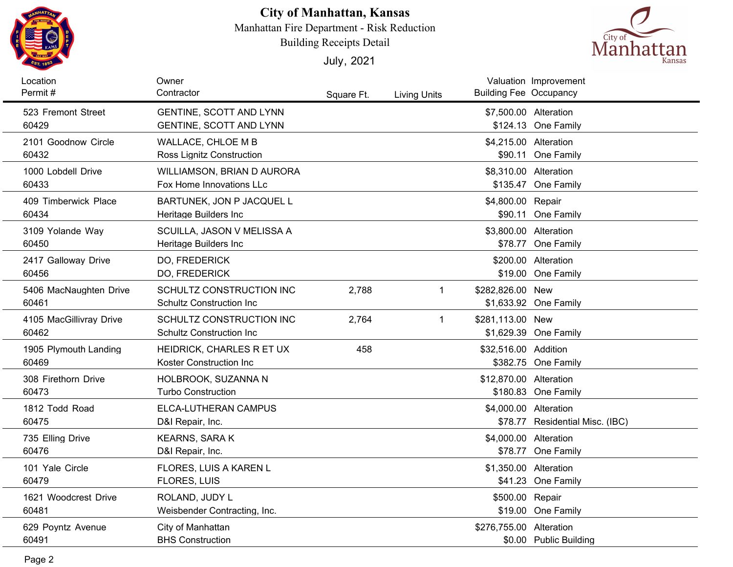# City of Manhattan, Kansas

Manhattan Fire Department - Risk Reduction

Building Receipts Detail

July, 2021

| Location / Permit # | Owner / Contractor | Square Ft. | Living Units | Valuation / Building Fee | Improvement / Occupancy |
|---|---|---|---|---|---|
| 523 Fremont Street<br>60429 | GENTINE, SCOTT AND LYNN<br>GENTINE, SCOTT AND LYNN | | | $7,500.00<br>$124.13 | Alteration<br>One Family |
| 2101 Goodnow Circle<br>60432 | WALLACE, CHLOE M B<br>Ross Lignitz Construction | | | $4,215.00<br>$90.11 | Alteration<br>One Family |
| 1000 Lobdell Drive<br>60433 | WILLIAMSON, BRIAN D AURORA<br>Fox Home Innovations LLc | | | $8,310.00<br>$135.47 | Alteration<br>One Family |
| 409 Timberwick Place<br>60434 | BARTUNEK, JON P JACQUEL L<br>Heritage Builders Inc | | | $4,800.00<br>$90.11 | Repair<br>One Family |
| 3109 Yolande Way<br>60450 | SCUILLA, JASON V MELISSA A<br>Heritage Builders Inc | | | $3,800.00<br>$78.77 | Alteration<br>One Family |
| 2417 Galloway Drive<br>60456 | DO, FREDERICK<br>DO, FREDERICK | | | $200.00<br>$19.00 | Alteration<br>One Family |
| 5406 MacNaughten Drive<br>60461 | SCHULTZ CONSTRUCTION INC<br>Schultz Construction Inc | 2,788 | 1 | $282,826.00<br>$1,633.92 | New<br>One Family |
| 4105 MacGillivray Drive<br>60462 | SCHULTZ CONSTRUCTION INC<br>Schultz Construction Inc | 2,764 | 1 | $281,113.00<br>$1,629.39 | New<br>One Family |
| 1905 Plymouth Landing<br>60469 | HEIDRICK, CHARLES R ET UX<br>Koster Construction Inc | 458 | | $32,516.00<br>$382.75 | Addition<br>One Family |
| 308 Firethorn Drive<br>60473 | HOLBROOK, SUZANNA N<br>Turbo Construction | | | $12,870.00<br>$180.83 | Alteration<br>One Family |
| 1812 Todd Road<br>60475 | ELCA-LUTHERAN CAMPUS<br>D&I Repair, Inc. | | | $4,000.00<br>$78.77 | Alteration<br>Residential Misc. (IBC) |
| 735 Elling Drive<br>60476 | KEARNS, SARA K<br>D&I Repair, Inc. | | | $4,000.00<br>$78.77 | Alteration<br>One Family |
| 101 Yale Circle<br>60479 | FLORES, LUIS A KAREN L<br>FLORES, LUIS | | | $1,350.00<br>$41.23 | Alteration<br>One Family |
| 1621 Woodcrest Drive<br>60481 | ROLAND, JUDY L<br>Weisbender Contracting, Inc. | | | $500.00<br>$19.00 | Repair<br>One Family |
| 629 Poyntz Avenue<br>60491 | City of Manhattan<br>BHS Construction | | | $276,755.00<br>$0.00 | Alteration<br>Public Building |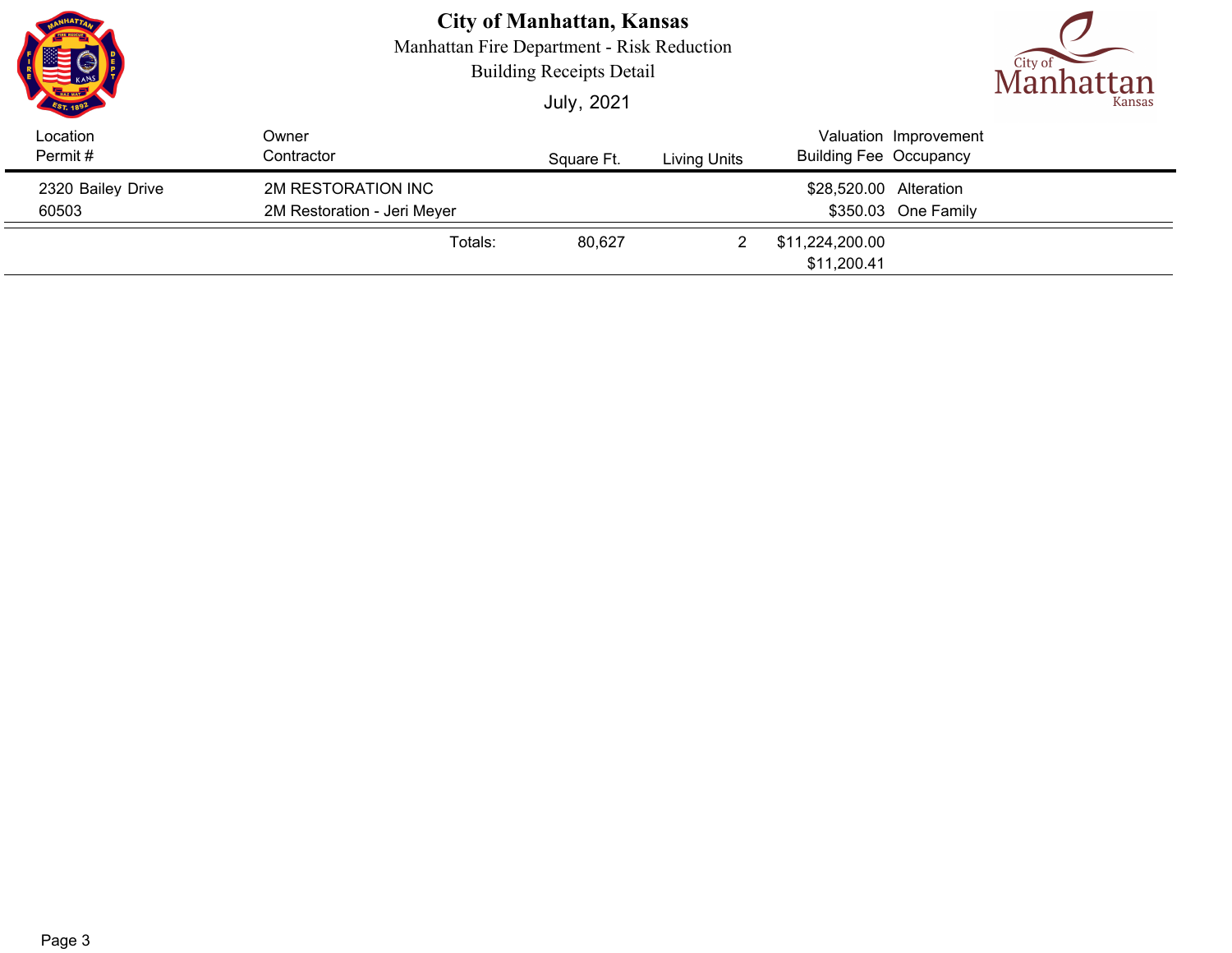# City of Manhattan, Kansas

Manhattan Fire Department - Risk Reduction

Building Receipts Detail

July, 2021

| Location<br>Permit # | Owner<br>Contractor | Square Ft. | Living Units | Valuation<br>Building Fee | Improvement<br>Occupancy |
|---|---|---|---|---|---|
| 2320 Bailey Drive<br>60503 | 2M RESTORATION INC<br>2M Restoration - Jeri Meyer | | | $28,520.00<br>$350.03 | Alteration<br>One Family |
| | Totals: | 80,627 | 2 | $11,224,200.00<br>$11,200.41 | |